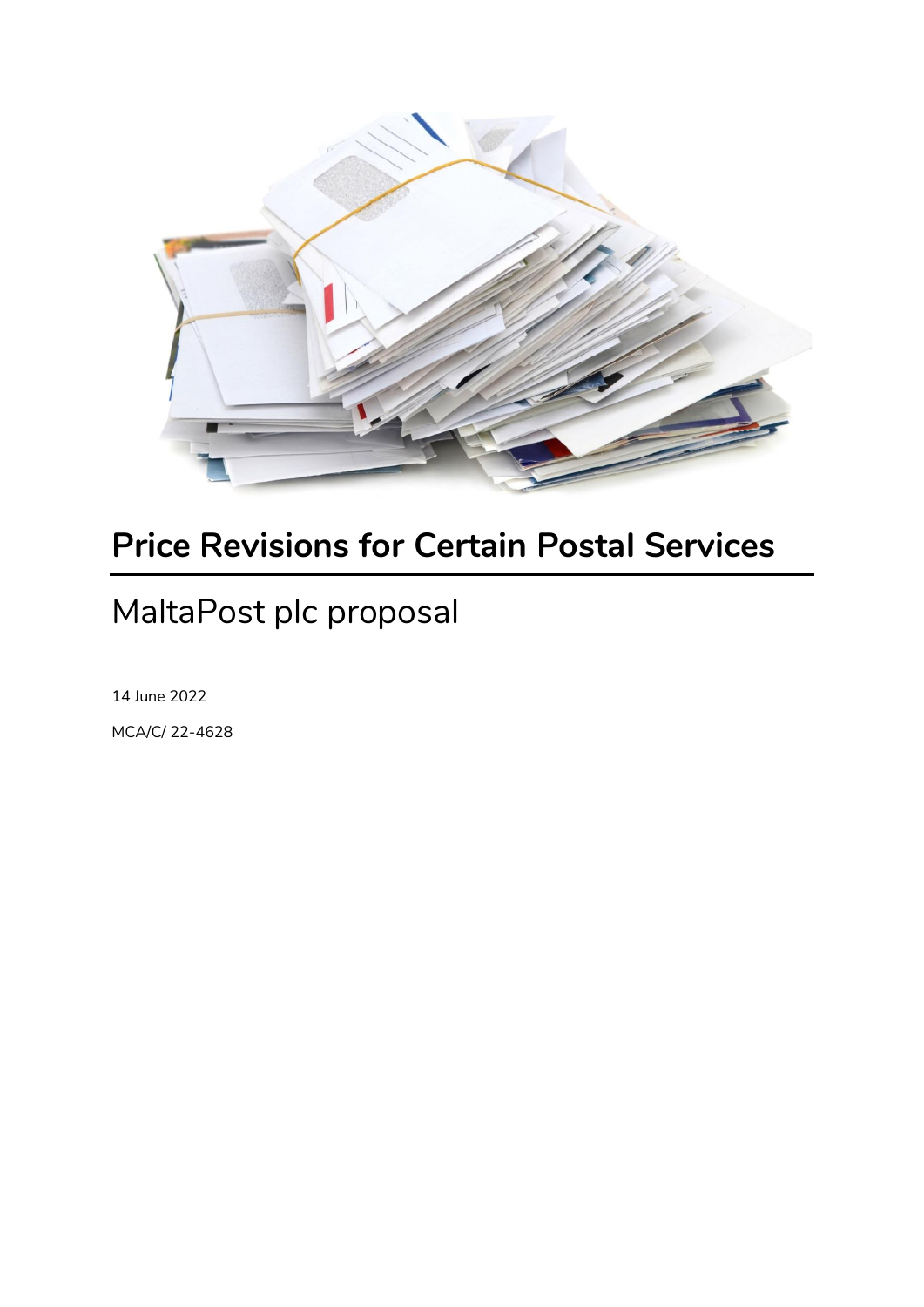# Price Revisions for Certain Postal Services

## MaltaPost plc proposal

14 June 2022

MCA/C/ 22-4628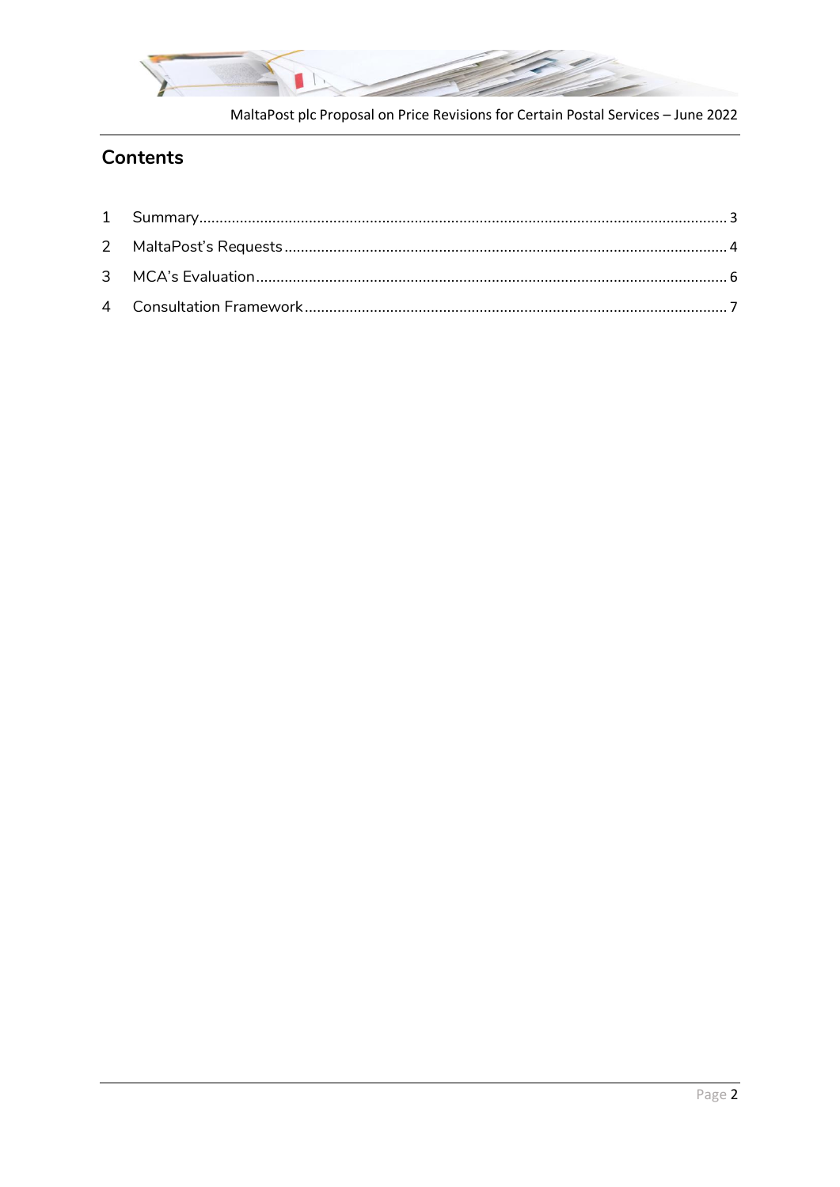## Contents

1 Summary........................................................................................................................ 3
2 MaltaPost's Requests................................................................................................... 4
3 MCA's Evaluation.......................................................................................................... 6
4 Consultation Framework............................................................................................. 7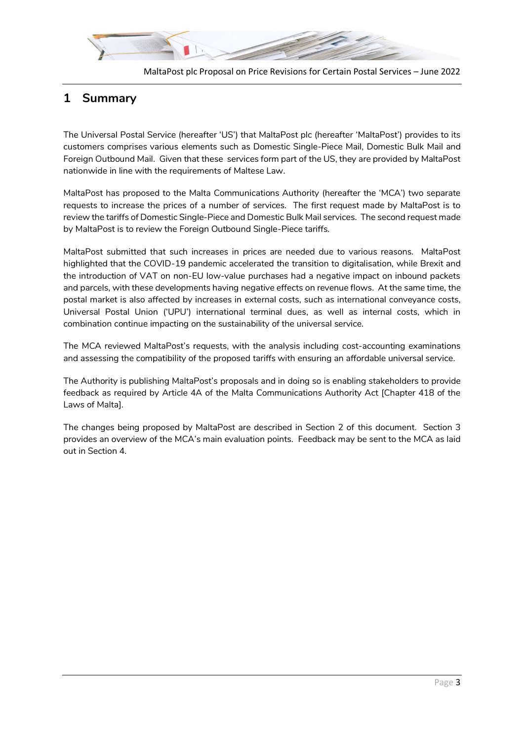# 1 Summary

The Universal Postal Service (hereafter 'US') that MaltaPost plc (hereafter 'MaltaPost') provides to its customers comprises various elements such as Domestic Single-Piece Mail, Domestic Bulk Mail and Foreign Outbound Mail. Given that these services form part of the US, they are provided by MaltaPost nationwide in line with the requirements of Maltese Law.

MaltaPost has proposed to the Malta Communications Authority (hereafter the 'MCA') two separate requests to increase the prices of a number of services. The first request made by MaltaPost is to review the tariffs of Domestic Single-Piece and Domestic Bulk Mail services. The second request made by MaltaPost is to review the Foreign Outbound Single-Piece tariffs.

MaltaPost submitted that such increases in prices are needed due to various reasons. MaltaPost highlighted that the COVID-19 pandemic accelerated the transition to digitalisation, while Brexit and the introduction of VAT on non-EU low-value purchases had a negative impact on inbound packets and parcels, with these developments having negative effects on revenue flows. At the same time, the postal market is also affected by increases in external costs, such as international conveyance costs, Universal Postal Union ('UPU') international terminal dues, as well as internal costs, which in combination continue impacting on the sustainability of the universal service.

The MCA reviewed MaltaPost's requests, with the analysis including cost-accounting examinations and assessing the compatibility of the proposed tariffs with ensuring an affordable universal service.

The Authority is publishing MaltaPost's proposals and in doing so is enabling stakeholders to provide feedback as required by Article 4A of the Malta Communications Authority Act [Chapter 418 of the Laws of Malta].

The changes being proposed by MaltaPost are described in Section 2 of this document. Section 3 provides an overview of the MCA's main evaluation points. Feedback may be sent to the MCA as laid out in Section 4.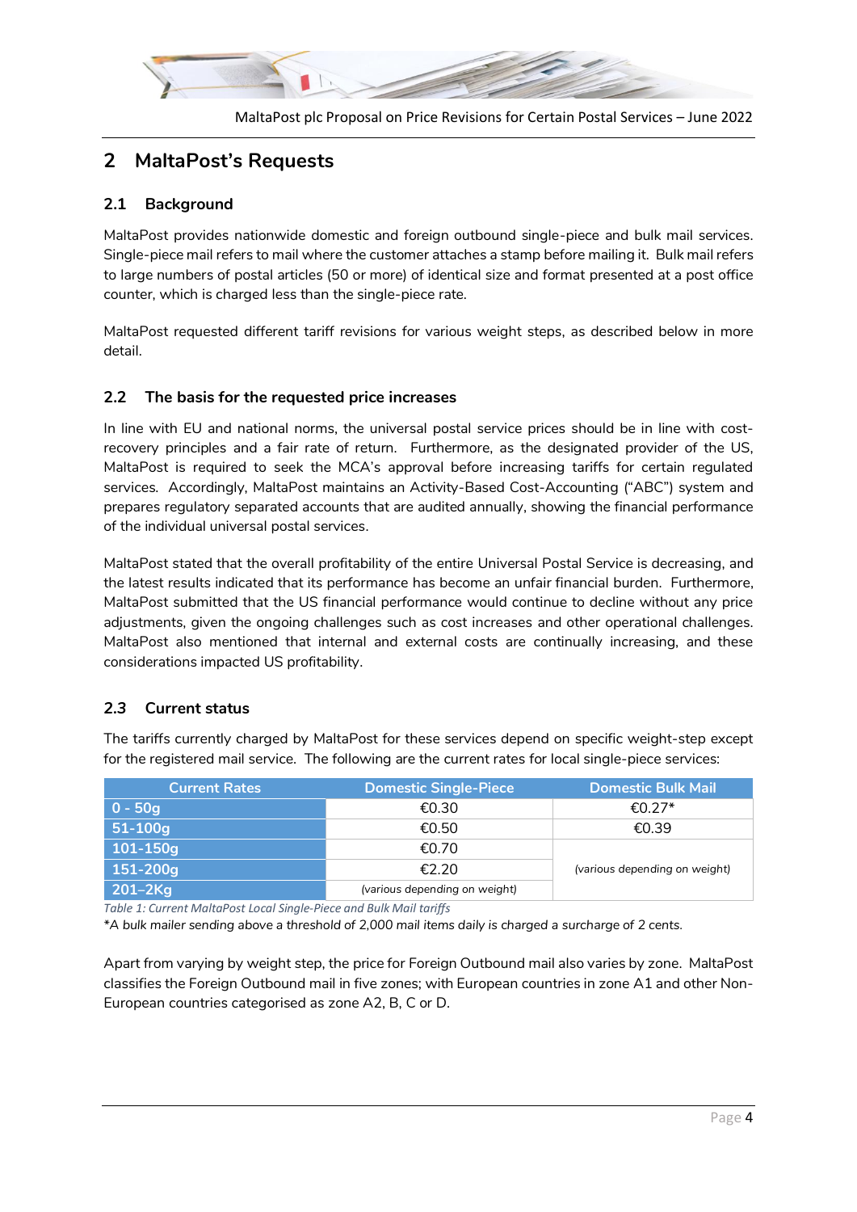## 2 MaltaPost's Requests

### 2.1 Background

MaltaPost provides nationwide domestic and foreign outbound single-piece and bulk mail services. Single-piece mail refers to mail where the customer attaches a stamp before mailing it. Bulk mail refers to large numbers of postal articles (50 or more) of identical size and format presented at a post office counter, which is charged less than the single-piece rate.

MaltaPost requested different tariff revisions for various weight steps, as described below in more detail.

### 2.2 The basis for the requested price increases

In line with EU and national norms, the universal postal service prices should be in line with cost-recovery principles and a fair rate of return. Furthermore, as the designated provider of the US, MaltaPost is required to seek the MCA's approval before increasing tariffs for certain regulated services. Accordingly, MaltaPost maintains an Activity-Based Cost-Accounting ("ABC") system and prepares regulatory separated accounts that are audited annually, showing the financial performance of the individual universal postal services.

MaltaPost stated that the overall profitability of the entire Universal Postal Service is decreasing, and the latest results indicated that its performance has become an unfair financial burden. Furthermore, MaltaPost submitted that the US financial performance would continue to decline without any price adjustments, given the ongoing challenges such as cost increases and other operational challenges. MaltaPost also mentioned that internal and external costs are continually increasing, and these considerations impacted US profitability.

### 2.3 Current status

The tariffs currently charged by MaltaPost for these services depend on specific weight-step except for the registered mail service. The following are the current rates for local single-piece services:

| Current Rates | Domestic Single-Piece | Domestic Bulk Mail |
|---|---|---|
| 0 - 50g | €0.30 | €0.27* |
| 51-100g | €0.50 | €0.39 |
| 101-150g | €0.70 | *(various depending on weight)* |
| 151-200g | €2.20 | |
| 201–2Kg | *(various depending on weight)* | |

*Table 1: Current MaltaPost Local Single-Piece and Bulk Mail tariffs*

*\*A bulk mailer sending above a threshold of 2,000 mail items daily is charged a surcharge of 2 cents.*

Apart from varying by weight step, the price for Foreign Outbound mail also varies by zone. MaltaPost classifies the Foreign Outbound mail in five zones; with European countries in zone A1 and other Non-European countries categorised as zone A2, B, C or D.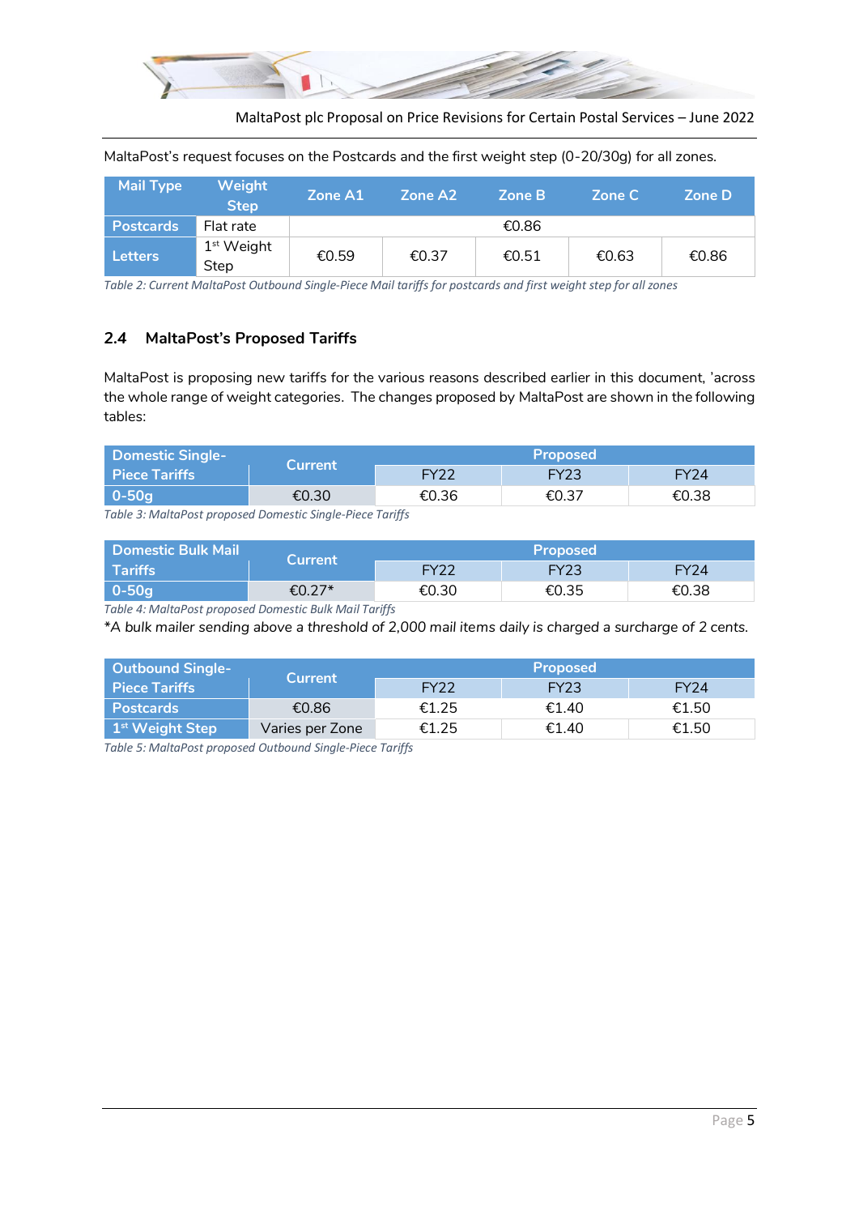MaltaPost's request focuses on the Postcards and the first weight step (0-20/30g) for all zones.

| Mail Type | Weight Step | Zone A1 | Zone A2 | Zone B | Zone C | Zone D |
|---|---|---|---|---|---|---|
| Postcards | Flat rate | €0.86 | | | | |
| Letters | 1st Weight Step | €0.59 | €0.37 | €0.51 | €0.63 | €0.86 |

*Table 2: Current MaltaPost Outbound Single-Piece Mail tariffs for postcards and first weight step for all zones*

## 2.4 MaltaPost's Proposed Tariffs

MaltaPost is proposing new tariffs for the various reasons described earlier in this document, 'across the whole range of weight categories. The changes proposed by MaltaPost are shown in the following tables:

| Domestic Single-Piece Tariffs | Current | Proposed | | |
|---|---|---|---|---|
| | | FY22 | FY23 | FY24 |
| 0-50g | €0.30 | €0.36 | €0.37 | €0.38 |

*Table 3: MaltaPost proposed Domestic Single-Piece Tariffs*

| Domestic Bulk Mail Tariffs | Current | Proposed | | |
|---|---|---|---|---|
| | | FY22 | FY23 | FY24 |
| 0-50g | €0.27* | €0.30 | €0.35 | €0.38 |

*Table 4: MaltaPost proposed Domestic Bulk Mail Tariffs*

*A bulk mailer sending above a threshold of 2,000 mail items daily is charged a surcharge of 2 cents.

| Outbound Single-Piece Tariffs | Current | Proposed | | |
|---|---|---|---|---|
| | | FY22 | FY23 | FY24 |
| Postcards | €0.86 | €1.25 | €1.40 | €1.50 |
| 1st Weight Step | Varies per Zone | €1.25 | €1.40 | €1.50 |

*Table 5: MaltaPost proposed Outbound Single-Piece Tariffs*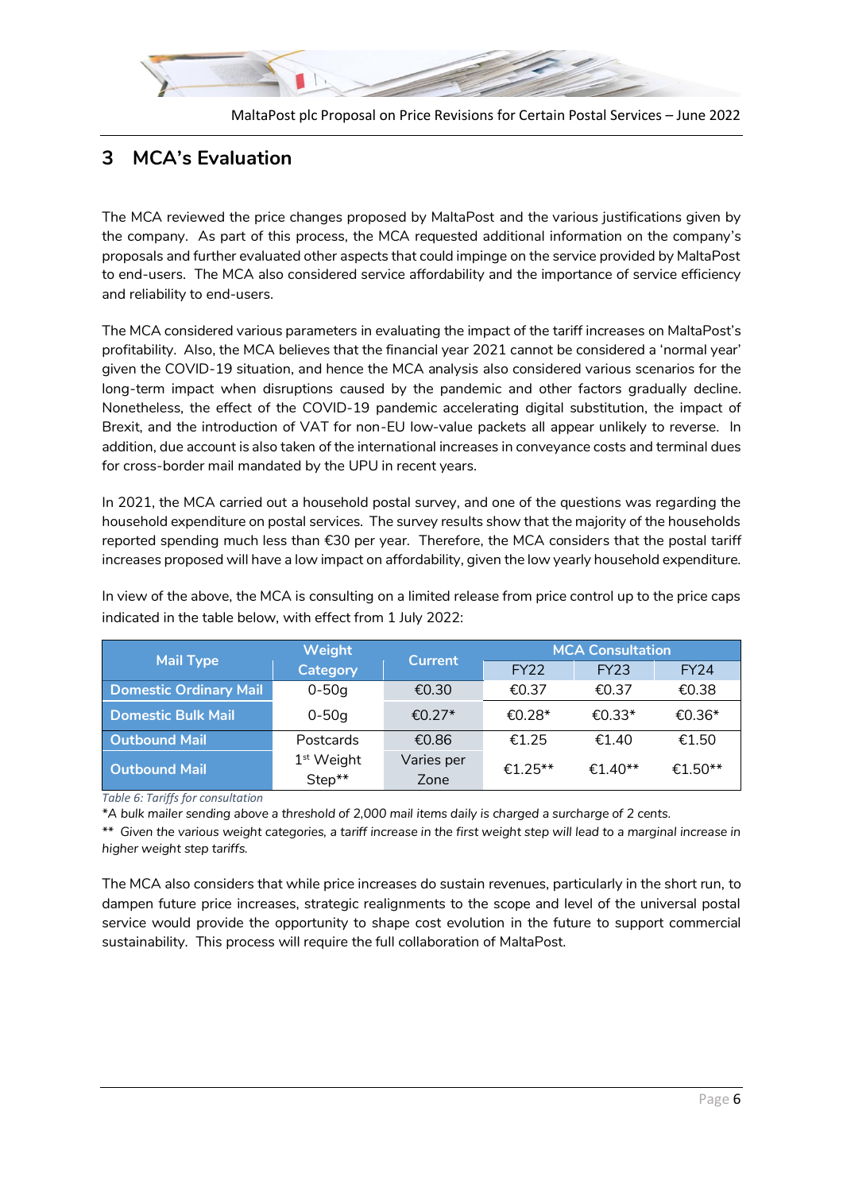# 3 MCA's Evaluation

The MCA reviewed the price changes proposed by MaltaPost and the various justifications given by the company. As part of this process, the MCA requested additional information on the company's proposals and further evaluated other aspects that could impinge on the service provided by MaltaPost to end-users. The MCA also considered service affordability and the importance of service efficiency and reliability to end-users.

The MCA considered various parameters in evaluating the impact of the tariff increases on MaltaPost's profitability. Also, the MCA believes that the financial year 2021 cannot be considered a 'normal year' given the COVID-19 situation, and hence the MCA analysis also considered various scenarios for the long-term impact when disruptions caused by the pandemic and other factors gradually decline. Nonetheless, the effect of the COVID-19 pandemic accelerating digital substitution, the impact of Brexit, and the introduction of VAT for non-EU low-value packets all appear unlikely to reverse. In addition, due account is also taken of the international increases in conveyance costs and terminal dues for cross-border mail mandated by the UPU in recent years.

In 2021, the MCA carried out a household postal survey, and one of the questions was regarding the household expenditure on postal services. The survey results show that the majority of the households reported spending much less than €30 per year. Therefore, the MCA considers that the postal tariff increases proposed will have a low impact on affordability, given the low yearly household expenditure.

In view of the above, the MCA is consulting on a limited release from price control up to the price caps indicated in the table below, with effect from 1 July 2022:

| Mail Type | Weight Category | Current | MCA Consultation | | |
|---|---|---|---|---|---|
| | | | FY22 | FY23 | FY24 |
| **Domestic Ordinary Mail** | 0-50g | €0.30 | €0.37 | €0.37 | €0.38 |
| **Domestic Bulk Mail** | 0-50g | €0.27* | €0.28* | €0.33* | €0.36* |
| **Outbound Mail** | Postcards | €0.86 | €1.25 | €1.40 | €1.50 |
| **Outbound Mail** | 1st Weight Step** | Varies per Zone | €1.25** | €1.40** | €1.50** |

*Table 6: Tariffs for consultation*

*\*A bulk mailer sending above a threshold of 2,000 mail items daily is charged a surcharge of 2 cents.*

*\*\* Given the various weight categories, a tariff increase in the first weight step will lead to a marginal increase in higher weight step tariffs.*

The MCA also considers that while price increases do sustain revenues, particularly in the short run, to dampen future price increases, strategic realignments to the scope and level of the universal postal service would provide the opportunity to shape cost evolution in the future to support commercial sustainability. This process will require the full collaboration of MaltaPost.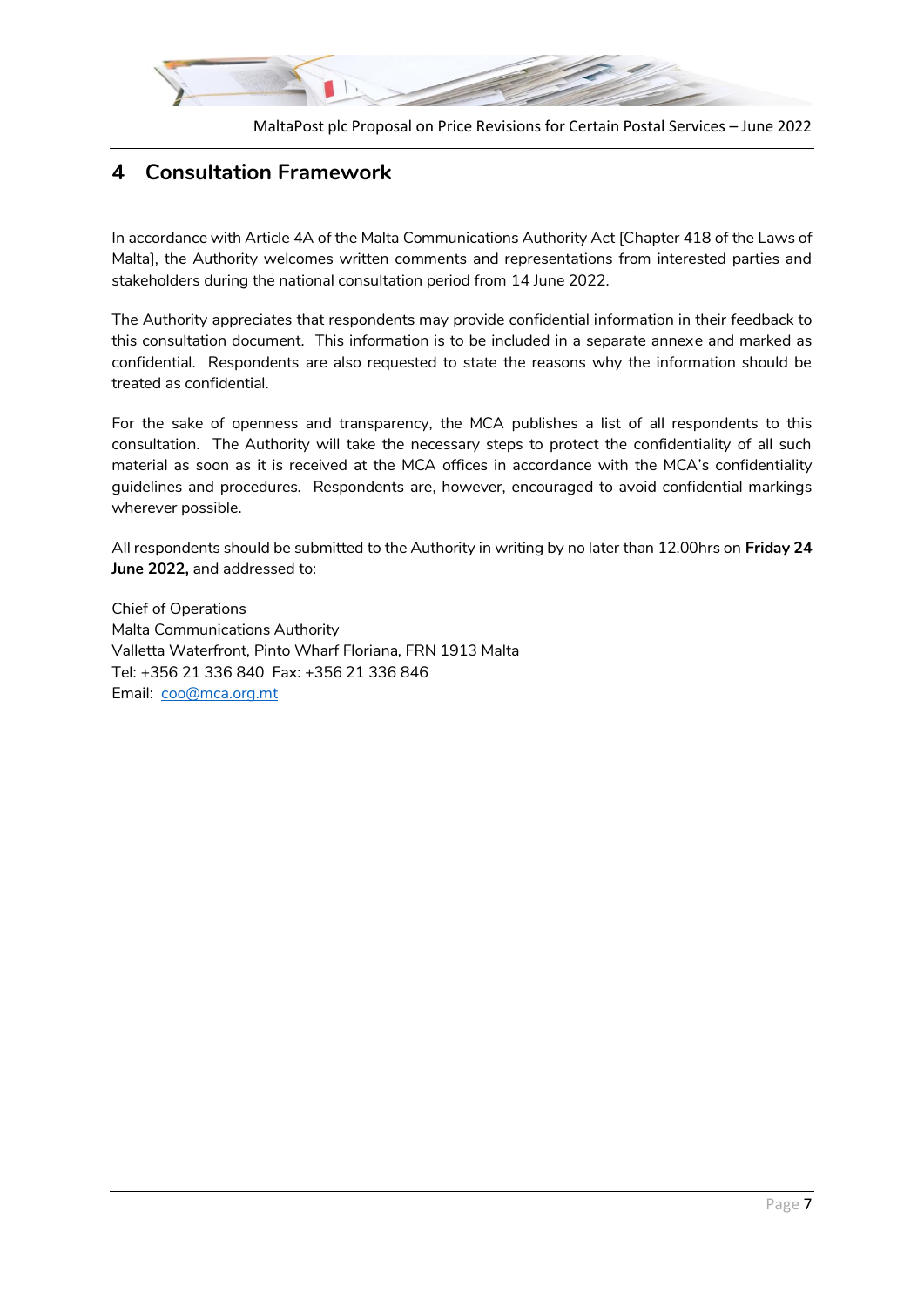# 4 Consultation Framework

In accordance with Article 4A of the Malta Communications Authority Act [Chapter 418 of the Laws of Malta], the Authority welcomes written comments and representations from interested parties and stakeholders during the national consultation period from 14 June 2022.

The Authority appreciates that respondents may provide confidential information in their feedback to this consultation document. This information is to be included in a separate annexe and marked as confidential. Respondents are also requested to state the reasons why the information should be treated as confidential.

For the sake of openness and transparency, the MCA publishes a list of all respondents to this consultation. The Authority will take the necessary steps to protect the confidentiality of all such material as soon as it is received at the MCA offices in accordance with the MCA's confidentiality guidelines and procedures. Respondents are, however, encouraged to avoid confidential markings wherever possible.

All respondents should be submitted to the Authority in writing by no later than 12.00hrs on **Friday 24 June 2022,** and addressed to:

Chief of Operations
Malta Communications Authority
Valletta Waterfront, Pinto Wharf Floriana, FRN 1913 Malta
Tel: +356 21 336 840 Fax: +356 21 336 846
Email: coo@mca.org.mt